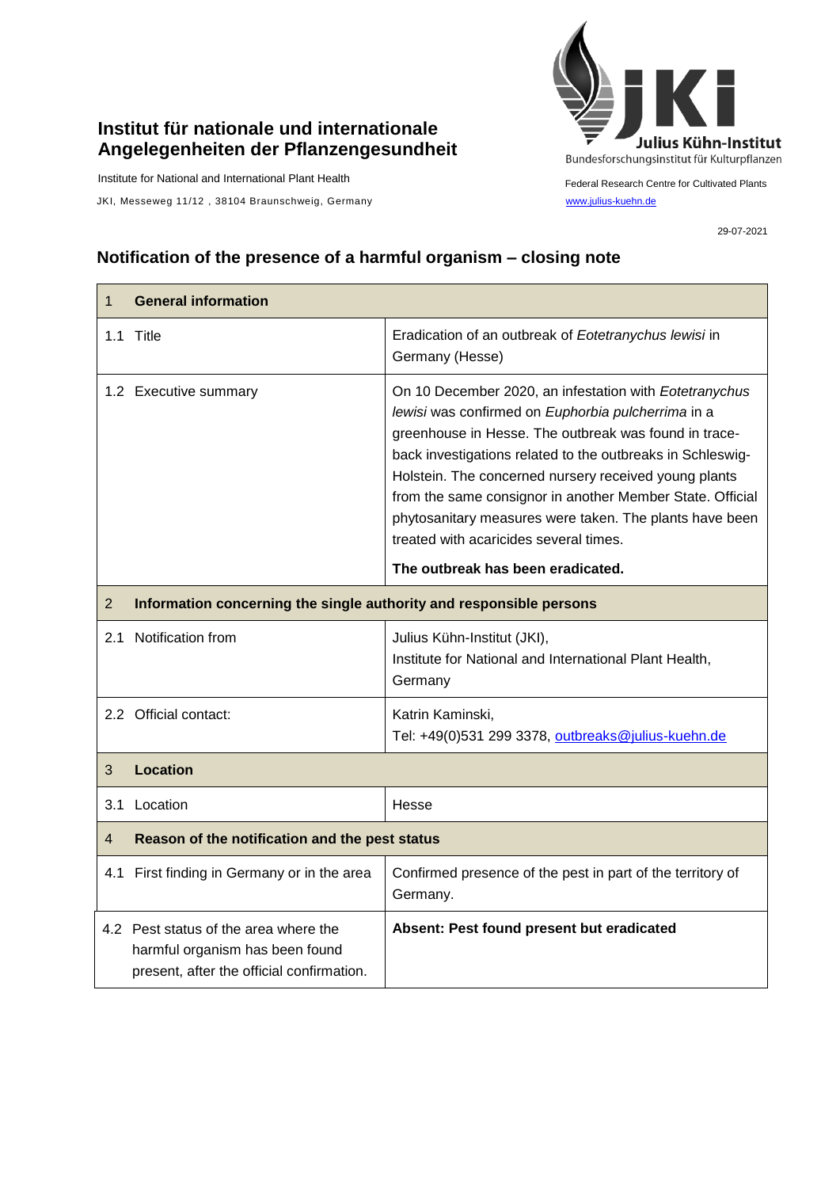**Institut für nationale und internationale Angelegenheiten der Pflanzengesundheit**

Institute for National and International Plant Health

JKI, Messeweg 11/12 , 38104 Braunschweig, Germany

Julius Kühn-Institut
Bundesforschungsinstitut für Kulturpflanzen

Federal Research Centre for Cultivated Plants
www.julius-kuehn.de

29-07-2021

## Notification of the presence of a harmful organism – closing note

| 1 **General information** | |
|---|---|
| 1.1 Title | Eradication of an outbreak of *Eotetranychus lewisi* in Germany (Hesse) |
| 1.2 Executive summary | On 10 December 2020, an infestation with *Eotetranychus lewisi* was confirmed on *Euphorbia pulcherrima* in a greenhouse in Hesse. The outbreak was found in trace-back investigations related to the outbreaks in Schleswig-Holstein. The concerned nursery received young plants from the same consignor in another Member State. Official phytosanitary measures were taken. The plants have been treated with acaricides several times.<br><br>**The outbreak has been eradicated.** |
| 2 **Information concerning the single authority and responsible persons** | |
| 2.1 Notification from | Julius Kühn-Institut (JKI),<br>Institute for National and International Plant Health, Germany |
| 2.2 Official contact: | Katrin Kaminski,<br>Tel: +49(0)531 299 3378, outbreaks@julius-kuehn.de |
| 3 **Location** | |
| 3.1 Location | Hesse |
| 4 **Reason of the notification and the pest status** | |
| 4.1 First finding in Germany or in the area | Confirmed presence of the pest in part of the territory of Germany. |
| 4.2 Pest status of the area where the harmful organism has been found present, after the official confirmation. | **Absent: Pest found present but eradicated** |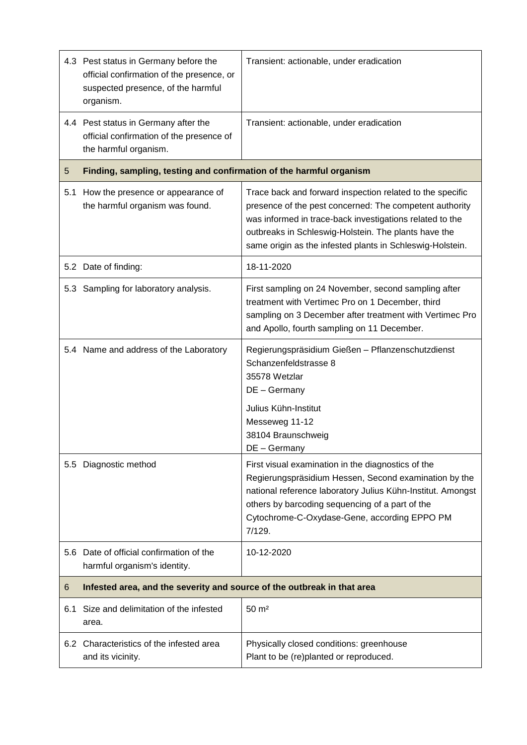| | | |
|---|---|---|
| 4.3 | Pest status in Germany before the official confirmation of the presence, or suspected presence, of the harmful organism. | Transient: actionable, under eradication |
| 4.4 | Pest status in Germany after the official confirmation of the presence of the harmful organism. | Transient: actionable, under eradication |
| **5** | **Finding, sampling, testing and confirmation of the harmful organism** | |
| 5.1 | How the presence or appearance of the harmful organism was found. | Trace back and forward inspection related to the specific presence of the pest concerned: The competent authority was informed in trace-back investigations related to the outbreaks in Schleswig-Holstein. The plants have the same origin as the infested plants in Schleswig-Holstein. |
| 5.2 | Date of finding: | 18-11-2020 |
| 5.3 | Sampling for laboratory analysis. | First sampling on 24 November, second sampling after treatment with Vertimec Pro on 1 December, third sampling on 3 December after treatment with Vertimec Pro and Apollo, fourth sampling on 11 December. |
| 5.4 | Name and address of the Laboratory | Regierungspräsidium Gießen – Pflanzenschutzdienst<br>Schanzenfeldstrasse 8<br>35578 Wetzlar<br>DE – Germany<br><br>Julius Kühn-Institut<br>Messeweg 11-12<br>38104 Braunschweig<br>DE – Germany |
| 5.5 | Diagnostic method | First visual examination in the diagnostics of the Regierungspräsidium Hessen, Second examination by the national reference laboratory Julius Kühn-Institut. Amongst others by barcoding sequencing of a part of the Cytochrome-C-Oxydase-Gene, according EPPO PM 7/129. |
| 5.6 | Date of official confirmation of the harmful organism's identity. | 10-12-2020 |
| **6** | **Infested area, and the severity and source of the outbreak in that area** | |
| 6.1 | Size and delimitation of the infested area. | 50 m² |
| 6.2 | Characteristics of the infested area and its vicinity. | Physically closed conditions: greenhouse<br>Plant to be (re)planted or reproduced. |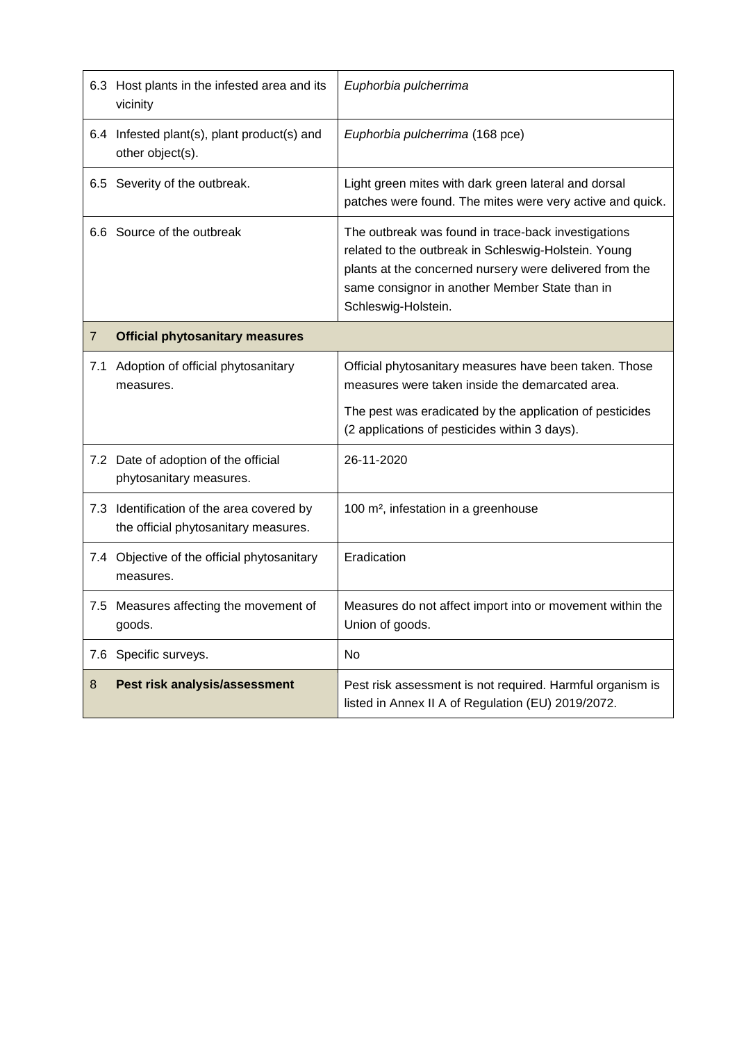| | | |
|---|---|---|
| 6.3 | Host plants in the infested area and its vicinity | *Euphorbia pulcherrima* |
| 6.4 | Infested plant(s), plant product(s) and other object(s). | *Euphorbia pulcherrima* (168 pce) |
| 6.5 | Severity of the outbreak. | Light green mites with dark green lateral and dorsal patches were found. The mites were very active and quick. |
| 6.6 | Source of the outbreak | The outbreak was found in trace-back investigations related to the outbreak in Schleswig-Holstein. Young plants at the concerned nursery were delivered from the same consignor in another Member State than in Schleswig-Holstein. |
| **7** | **Official phytosanitary measures** | |
| 7.1 | Adoption of official phytosanitary measures. | Official phytosanitary measures have been taken. Those measures were taken inside the demarcated area.<br>The pest was eradicated by the application of pesticides (2 applications of pesticides within 3 days). |
| 7.2 | Date of adoption of the official phytosanitary measures. | 26-11-2020 |
| 7.3 | Identification of the area covered by the official phytosanitary measures. | 100 m², infestation in a greenhouse |
| 7.4 | Objective of the official phytosanitary measures. | Eradication |
| 7.5 | Measures affecting the movement of goods. | Measures do not affect import into or movement within the Union of goods. |
| 7.6 | Specific surveys. | No |
| **8** | **Pest risk analysis/assessment** | Pest risk assessment is not required. Harmful organism is listed in Annex II A of Regulation (EU) 2019/2072. |